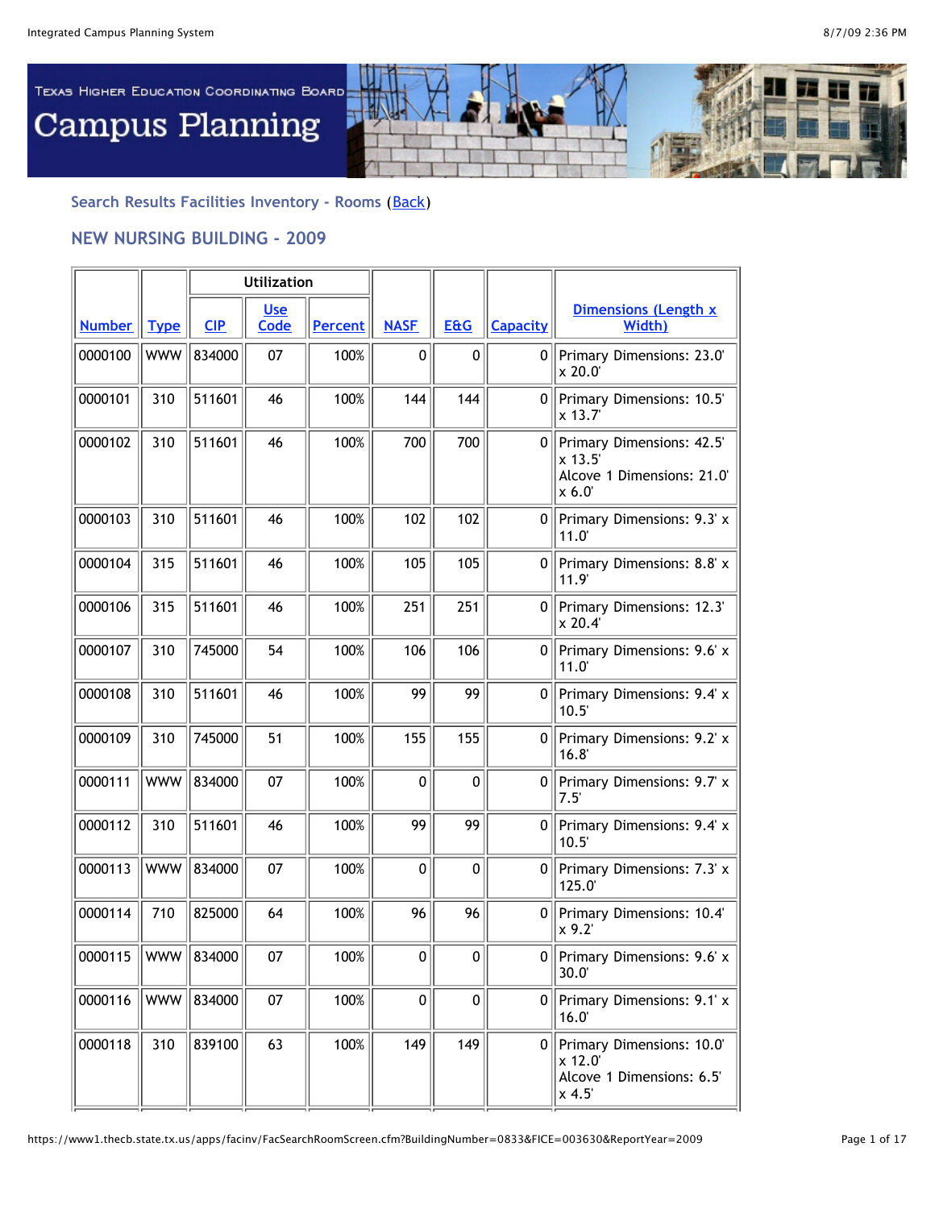Texas Higher Education Coordinating Board

# Campus Planning

### Search Results Facilities Inventory - Rooms (Back)

## NEW NURSING BUILDING - 2009

| Number | Type | Utilization | | | NASF | E&G | Capacity | Dimensions (Length x Width) |
|---|---|---|---|---|---|---|---|---|
| | | CIP | Use Code | Percent | | | | |
| 0000100 | WWW | 834000 | 07 | 100% | 0 | 0 | 0 | Primary Dimensions: 23.0' x 20.0' |
| 0000101 | 310 | 511601 | 46 | 100% | 144 | 144 | 0 | Primary Dimensions: 10.5' x 13.7' |
| 0000102 | 310 | 511601 | 46 | 100% | 700 | 700 | 0 | Primary Dimensions: 42.5' x 13.5' Alcove 1 Dimensions: 21.0' x 6.0' |
| 0000103 | 310 | 511601 | 46 | 100% | 102 | 102 | 0 | Primary Dimensions: 9.3' x 11.0' |
| 0000104 | 315 | 511601 | 46 | 100% | 105 | 105 | 0 | Primary Dimensions: 8.8' x 11.9' |
| 0000106 | 315 | 511601 | 46 | 100% | 251 | 251 | 0 | Primary Dimensions: 12.3' x 20.4' |
| 0000107 | 310 | 745000 | 54 | 100% | 106 | 106 | 0 | Primary Dimensions: 9.6' x 11.0' |
| 0000108 | 310 | 511601 | 46 | 100% | 99 | 99 | 0 | Primary Dimensions: 9.4' x 10.5' |
| 0000109 | 310 | 745000 | 51 | 100% | 155 | 155 | 0 | Primary Dimensions: 9.2' x 16.8' |
| 0000111 | WWW | 834000 | 07 | 100% | 0 | 0 | 0 | Primary Dimensions: 9.7' x 7.5' |
| 0000112 | 310 | 511601 | 46 | 100% | 99 | 99 | 0 | Primary Dimensions: 9.4' x 10.5' |
| 0000113 | WWW | 834000 | 07 | 100% | 0 | 0 | 0 | Primary Dimensions: 7.3' x 125.0' |
| 0000114 | 710 | 825000 | 64 | 100% | 96 | 96 | 0 | Primary Dimensions: 10.4' x 9.2' |
| 0000115 | WWW | 834000 | 07 | 100% | 0 | 0 | 0 | Primary Dimensions: 9.6' x 30.0' |
| 0000116 | WWW | 834000 | 07 | 100% | 0 | 0 | 0 | Primary Dimensions: 9.1' x 16.0' |
| 0000118 | 310 | 839100 | 63 | 100% | 149 | 149 | 0 | Primary Dimensions: 10.0' x 12.0' Alcove 1 Dimensions: 6.5' x 4.5' |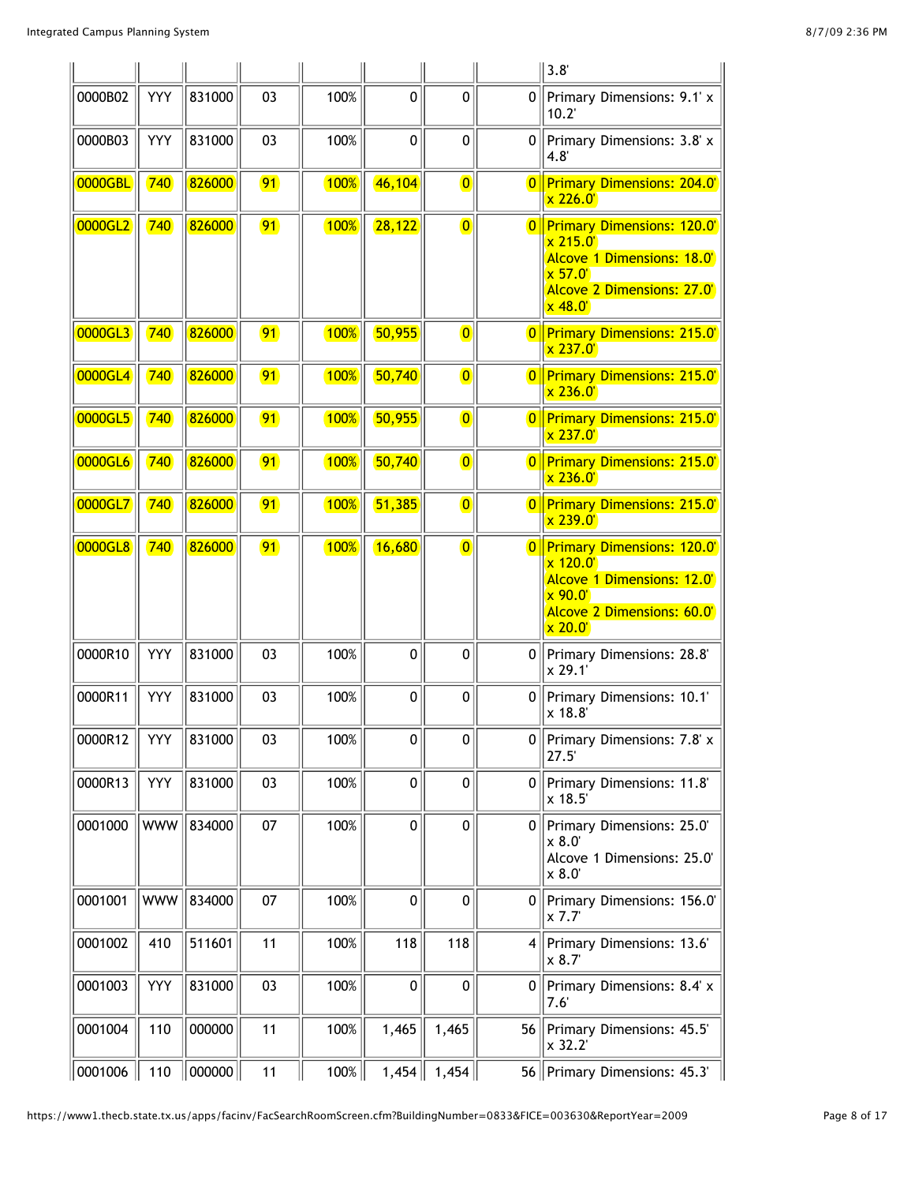| | | | | | | | | |
|---|---|---|---|---|---|---|---|---|
| | | | | | | | | 3.8' |
| 0000B02 | YYY | 831000 | 03 | 100% | 0 | 0 | 0 | Primary Dimensions: 9.1' x 10.2' |
| 0000B03 | YYY | 831000 | 03 | 100% | 0 | 0 | 0 | Primary Dimensions: 3.8' x 4.8' |
| 0000GBL | 740 | 826000 | 91 | 100% | 46,104 | 0 | 0 | Primary Dimensions: 204.0' x 226.0' |
| 0000GL2 | 740 | 826000 | 91 | 100% | 28,122 | 0 | 0 | Primary Dimensions: 120.0' x 215.0'<br>Alcove 1 Dimensions: 18.0' x 57.0'<br>Alcove 2 Dimensions: 27.0' x 48.0' |
| 0000GL3 | 740 | 826000 | 91 | 100% | 50,955 | 0 | 0 | Primary Dimensions: 215.0' x 237.0' |
| 0000GL4 | 740 | 826000 | 91 | 100% | 50,740 | 0 | 0 | Primary Dimensions: 215.0' x 236.0' |
| 0000GL5 | 740 | 826000 | 91 | 100% | 50,955 | 0 | 0 | Primary Dimensions: 215.0' x 237.0' |
| 0000GL6 | 740 | 826000 | 91 | 100% | 50,740 | 0 | 0 | Primary Dimensions: 215.0' x 236.0' |
| 0000GL7 | 740 | 826000 | 91 | 100% | 51,385 | 0 | 0 | Primary Dimensions: 215.0' x 239.0' |
| 0000GL8 | 740 | 826000 | 91 | 100% | 16,680 | 0 | 0 | Primary Dimensions: 120.0' x 120.0'<br>Alcove 1 Dimensions: 12.0' x 90.0'<br>Alcove 2 Dimensions: 60.0' x 20.0' |
| 0000R10 | YYY | 831000 | 03 | 100% | 0 | 0 | 0 | Primary Dimensions: 28.8' x 29.1' |
| 0000R11 | YYY | 831000 | 03 | 100% | 0 | 0 | 0 | Primary Dimensions: 10.1' x 18.8' |
| 0000R12 | YYY | 831000 | 03 | 100% | 0 | 0 | 0 | Primary Dimensions: 7.8' x 27.5' |
| 0000R13 | YYY | 831000 | 03 | 100% | 0 | 0 | 0 | Primary Dimensions: 11.8' x 18.5' |
| 0001000 | WWW | 834000 | 07 | 100% | 0 | 0 | 0 | Primary Dimensions: 25.0' x 8.0'<br>Alcove 1 Dimensions: 25.0' x 8.0' |
| 0001001 | WWW | 834000 | 07 | 100% | 0 | 0 | 0 | Primary Dimensions: 156.0' x 7.7' |
| 0001002 | 410 | 511601 | 11 | 100% | 118 | 118 | 4 | Primary Dimensions: 13.6' x 8.7' |
| 0001003 | YYY | 831000 | 03 | 100% | 0 | 0 | 0 | Primary Dimensions: 8.4' x 7.6' |
| 0001004 | 110 | 000000 | 11 | 100% | 1,465 | 1,465 | 56 | Primary Dimensions: 45.5' x 32.2' |
| 0001006 | 110 | 000000 | 11 | 100% | 1,454 | 1,454 | 56 | Primary Dimensions: 45.3' |